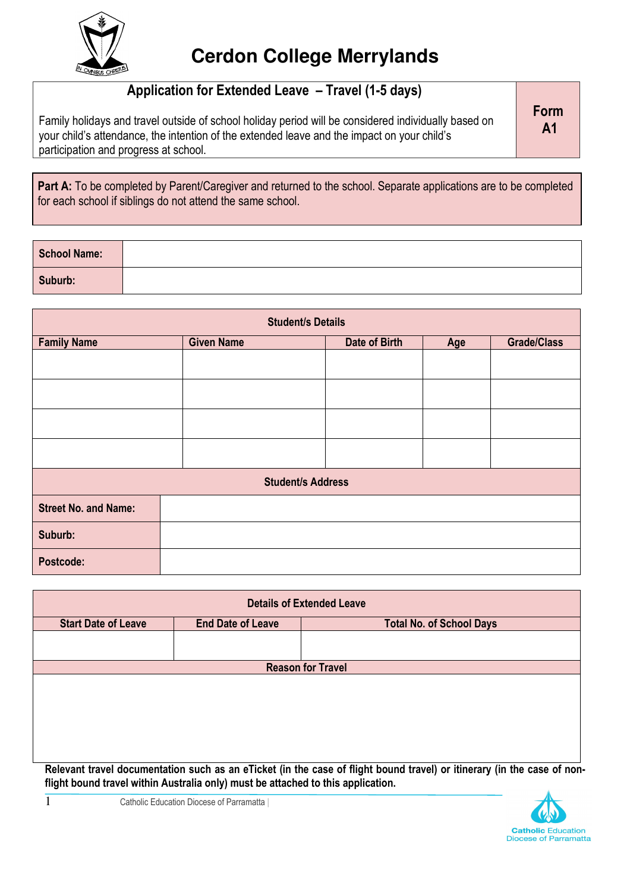# Cerdon College Merrylands

## Application for Extended Leave – Travel (1-5 days)

**Form A1**

Family holidays and travel outside of school holiday period will be considered individually based on your child's attendance, the intention of the extended leave and the impact on your child's participation and progress at school.

**Part A:** To be completed by Parent/Caregiver and returned to the school. Separate applications are to be completed for each school if siblings do not attend the same school.

| **School Name:** | |
|---|---|
| **Suburb:** | |

| **Student/s Details** | | | | |
|---|---|---|---|---|
| **Family Name** | **Given Name** | **Date of Birth** | **Age** | **Grade/Class** |
| | | | | |
| | | | | |
| | | | | |
| | | | | |

| **Student/s Address** | |
|---|---|
| **Street No. and Name:** | |
| **Suburb:** | |
| **Postcode:** | |

| **Details of Extended Leave** | | |
|---|---|---|
| **Start Date of Leave** | **End Date of Leave** | **Total No. of School Days** |
| | | |
| **Reason for Travel** | | |
| | | |

**Relevant travel documentation such as an eTicket (in the case of flight bound travel) or itinerary (in the case of non-flight bound travel within Australia only) must be attached to this application.**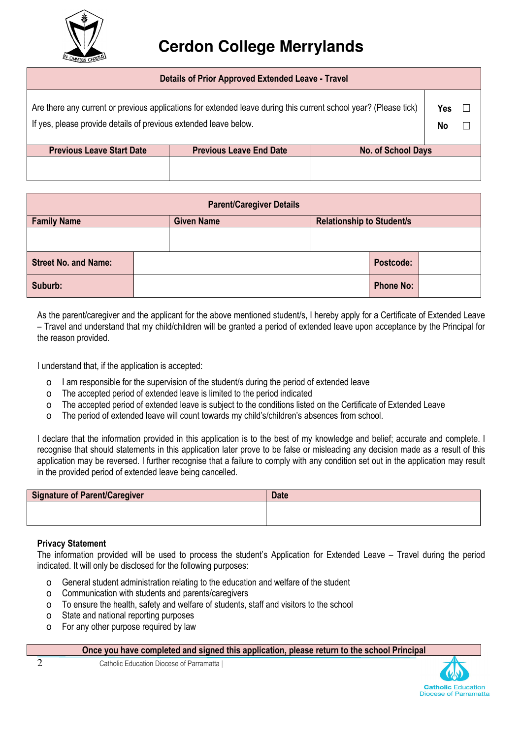# Cerdon College Merrylands

| Details of Prior Approved Extended Leave - Travel | | |
|---|---|---|
| Are there any current or previous applications for extended leave during this current school year? (Please tick)<br>If yes, please provide details of previous extended leave below. | | Yes ☐<br>No ☐ |
| **Previous Leave Start Date** | **Previous Leave End Date** | **No. of School Days** |
| | | |

| Parent/Caregiver Details | | | |
|---|---|---|---|
| **Family Name** | **Given Name** | **Relationship to Student/s** | |
| | | | |
| **Street No. and Name:** | | **Postcode:** | |
| **Suburb:** | | **Phone No:** | |

As the parent/caregiver and the applicant for the above mentioned student/s, I hereby apply for a Certificate of Extended Leave – Travel and understand that my child/children will be granted a period of extended leave upon acceptance by the Principal for the reason provided.

I understand that, if the application is accepted:

- I am responsible for the supervision of the student/s during the period of extended leave
- The accepted period of extended leave is limited to the period indicated
- The accepted period of extended leave is subject to the conditions listed on the Certificate of Extended Leave
- The period of extended leave will count towards my child's/children's absences from school.

I declare that the information provided in this application is to the best of my knowledge and belief; accurate and complete. I recognise that should statements in this application later prove to be false or misleading any decision made as a result of this application may be reversed. I further recognise that a failure to comply with any condition set out in the application may result in the provided period of extended leave being cancelled.

| Signature of Parent/Caregiver | Date |
|---|---|
| | |

**Privacy Statement**
The information provided will be used to process the student's Application for Extended Leave – Travel during the period indicated. It will only be disclosed for the following purposes:

- General student administration relating to the education and welfare of the student
- Communication with students and parents/caregivers
- To ensure the health, safety and welfare of students, staff and visitors to the school
- State and national reporting purposes
- For any other purpose required by law

**Once you have completed and signed this application, please return to the school Principal**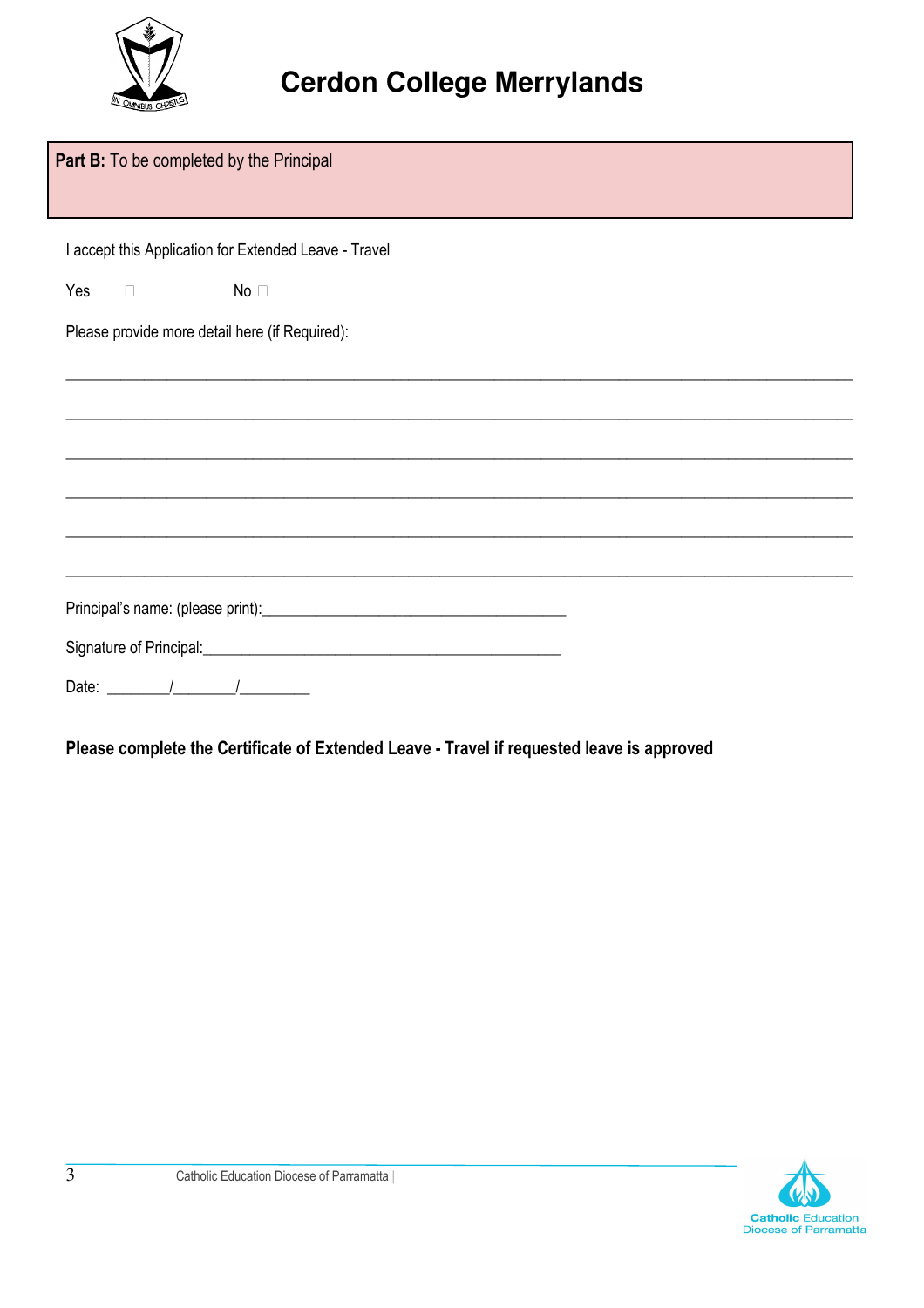# Cerdon College Merrylands

**Part B:** To be completed by the Principal

I accept this Application for Extended Leave - Travel

Yes ☐ No ☐

Please provide more detail here (if Required):

\_\_\_\_\_\_\_\_\_\_\_\_\_\_\_\_\_\_\_\_\_\_\_\_\_\_\_\_\_\_\_\_\_\_\_\_\_\_\_\_\_\_\_\_\_\_\_\_\_\_\_\_\_\_\_\_\_\_\_\_\_\_\_\_\_\_\_\_\_\_\_\_\_\_\_\_\_\_\_\_

\_\_\_\_\_\_\_\_\_\_\_\_\_\_\_\_\_\_\_\_\_\_\_\_\_\_\_\_\_\_\_\_\_\_\_\_\_\_\_\_\_\_\_\_\_\_\_\_\_\_\_\_\_\_\_\_\_\_\_\_\_\_\_\_\_\_\_\_\_\_\_\_\_\_\_\_\_\_\_\_

\_\_\_\_\_\_\_\_\_\_\_\_\_\_\_\_\_\_\_\_\_\_\_\_\_\_\_\_\_\_\_\_\_\_\_\_\_\_\_\_\_\_\_\_\_\_\_\_\_\_\_\_\_\_\_\_\_\_\_\_\_\_\_\_\_\_\_\_\_\_\_\_\_\_\_\_\_\_\_\_

\_\_\_\_\_\_\_\_\_\_\_\_\_\_\_\_\_\_\_\_\_\_\_\_\_\_\_\_\_\_\_\_\_\_\_\_\_\_\_\_\_\_\_\_\_\_\_\_\_\_\_\_\_\_\_\_\_\_\_\_\_\_\_\_\_\_\_\_\_\_\_\_\_\_\_\_\_\_\_\_

\_\_\_\_\_\_\_\_\_\_\_\_\_\_\_\_\_\_\_\_\_\_\_\_\_\_\_\_\_\_\_\_\_\_\_\_\_\_\_\_\_\_\_\_\_\_\_\_\_\_\_\_\_\_\_\_\_\_\_\_\_\_\_\_\_\_\_\_\_\_\_\_\_\_\_\_\_\_\_\_

\_\_\_\_\_\_\_\_\_\_\_\_\_\_\_\_\_\_\_\_\_\_\_\_\_\_\_\_\_\_\_\_\_\_\_\_\_\_\_\_\_\_\_\_\_\_\_\_\_\_\_\_\_\_\_\_\_\_\_\_\_\_\_\_\_\_\_\_\_\_\_\_\_\_\_\_\_\_\_\_

Principal's name: (please print):\_\_\_\_\_\_\_\_\_\_\_\_\_\_\_\_\_\_\_\_\_\_\_\_\_\_\_\_\_\_\_\_\_\_\_\_\_\_\_\_

Signature of Principal:\_\_\_\_\_\_\_\_\_\_\_\_\_\_\_\_\_\_\_\_\_\_\_\_\_\_\_\_\_\_\_\_\_\_\_\_\_\_\_\_\_\_\_\_\_\_

Date: \_\_\_\_\_\_\_\_/\_\_\_\_\_\_\_\_/\_\_\_\_\_\_\_\_\_

**Please complete the Certificate of Extended Leave - Travel if requested leave is approved**